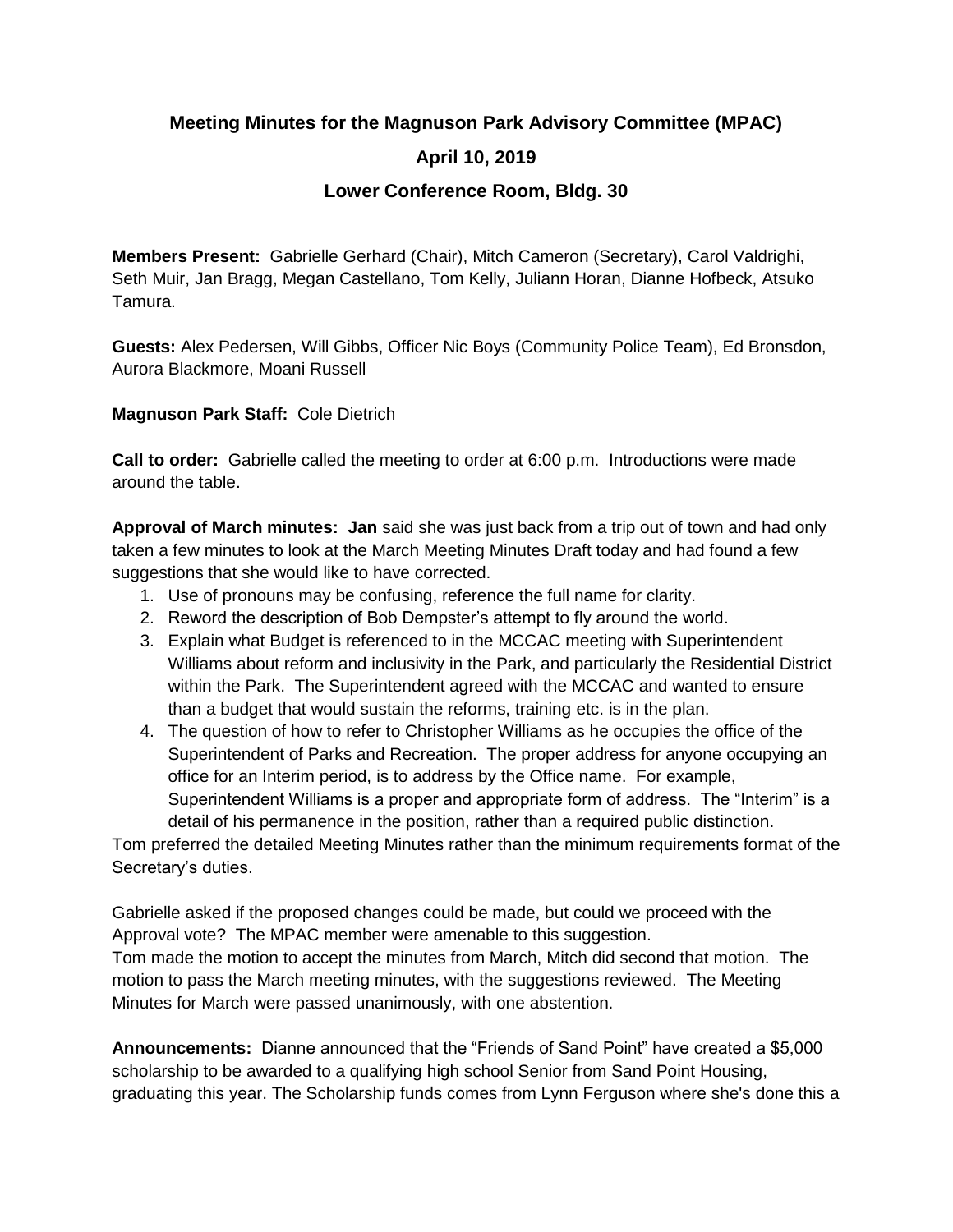# Meeting Minutes for the Magnuson Park Advisory Committee (MPAC)

## April 10, 2019

## Lower Conference Room, Bldg. 30

**Members Present:** Gabrielle Gerhard (Chair), Mitch Cameron (Secretary), Carol Valdrighi, Seth Muir, Jan Bragg, Megan Castellano, Tom Kelly, Juliann Horan, Dianne Hofbeck, Atsuko Tamura.

**Guests:** Alex Pedersen, Will Gibbs, Officer Nic Boys (Community Police Team), Ed Bronsdon, Aurora Blackmore, Moani Russell

**Magnuson Park Staff:** Cole Dietrich

**Call to order:** Gabrielle called the meeting to order at 6:00 p.m. Introductions were made around the table.

**Approval of March minutes: Jan** said she was just back from a trip out of town and had only taken a few minutes to look at the March Meeting Minutes Draft today and had found a few suggestions that she would like to have corrected.

1. Use of pronouns may be confusing, reference the full name for clarity.
2. Reword the description of Bob Dempster's attempt to fly around the world.
3. Explain what Budget is referenced to in the MCCAC meeting with Superintendent Williams about reform and inclusivity in the Park, and particularly the Residential District within the Park. The Superintendent agreed with the MCCAC and wanted to ensure than a budget that would sustain the reforms, training etc. is in the plan.
4. The question of how to refer to Christopher Williams as he occupies the office of the Superintendent of Parks and Recreation. The proper address for anyone occupying an office for an Interim period, is to address by the Office name. For example, Superintendent Williams is a proper and appropriate form of address. The "Interim" is a detail of his permanence in the position, rather than a required public distinction.

Tom preferred the detailed Meeting Minutes rather than the minimum requirements format of the Secretary's duties.

Gabrielle asked if the proposed changes could be made, but could we proceed with the Approval vote? The MPAC member were amenable to this suggestion.
Tom made the motion to accept the minutes from March, Mitch did second that motion. The motion to pass the March meeting minutes, with the suggestions reviewed. The Meeting Minutes for March were passed unanimously, with one abstention.

**Announcements:** Dianne announced that the "Friends of Sand Point" have created a $5,000 scholarship to be awarded to a qualifying high school Senior from Sand Point Housing, graduating this year. The Scholarship funds comes from Lynn Ferguson where she's done this a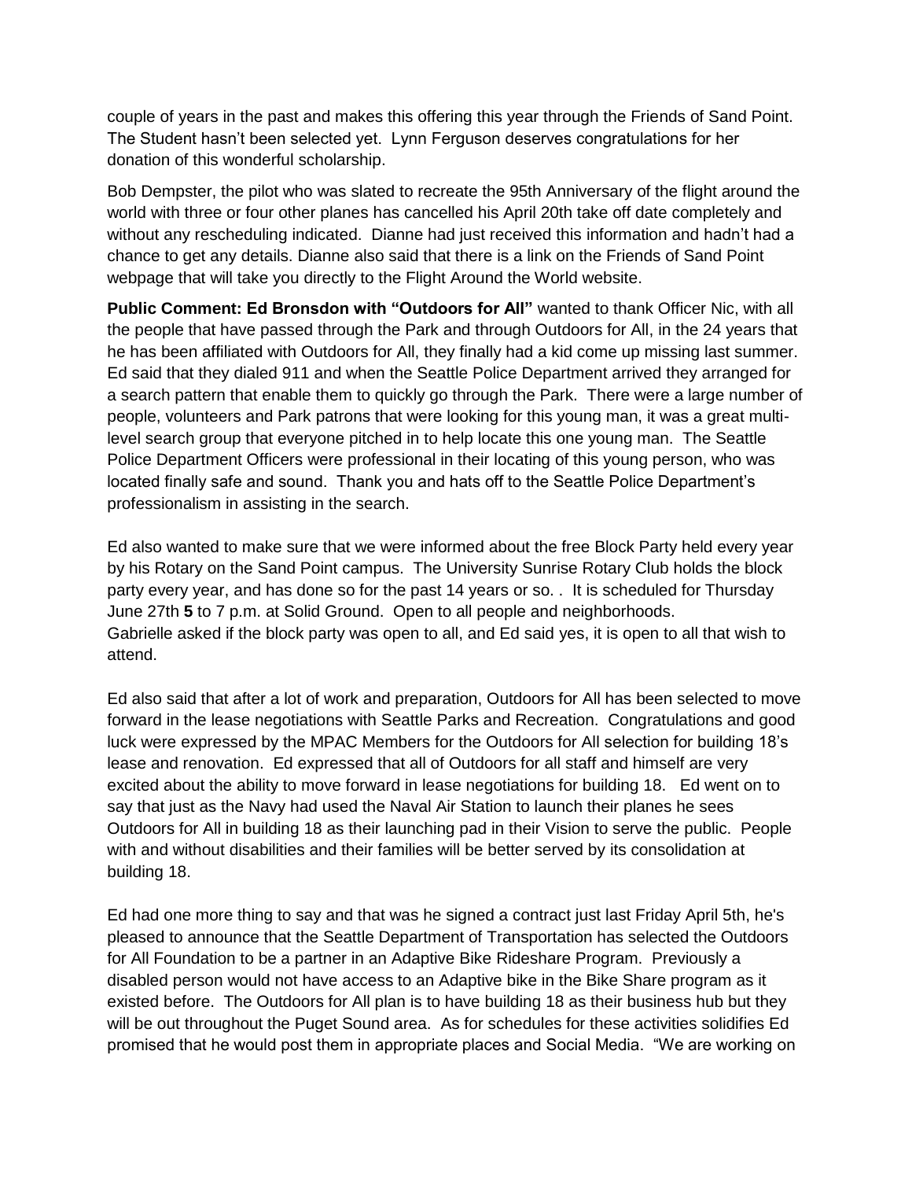couple of years in the past and makes this offering this year through the Friends of Sand Point. The Student hasn't been selected yet. Lynn Ferguson deserves congratulations for her donation of this wonderful scholarship.

Bob Dempster, the pilot who was slated to recreate the 95th Anniversary of the flight around the world with three or four other planes has cancelled his April 20th take off date completely and without any rescheduling indicated. Dianne had just received this information and hadn't had a chance to get any details. Dianne also said that there is a link on the Friends of Sand Point webpage that will take you directly to the Flight Around the World website.

**Public Comment: Ed Bronsdon with "Outdoors for All"** wanted to thank Officer Nic, with all the people that have passed through the Park and through Outdoors for All, in the 24 years that he has been affiliated with Outdoors for All, they finally had a kid come up missing last summer. Ed said that they dialed 911 and when the Seattle Police Department arrived they arranged for a search pattern that enable them to quickly go through the Park. There were a large number of people, volunteers and Park patrons that were looking for this young man, it was a great multi-level search group that everyone pitched in to help locate this one young man. The Seattle Police Department Officers were professional in their locating of this young person, who was located finally safe and sound. Thank you and hats off to the Seattle Police Department's professionalism in assisting in the search.

Ed also wanted to make sure that we were informed about the free Block Party held every year by his Rotary on the Sand Point campus. The University Sunrise Rotary Club holds the block party every year, and has done so for the past 14 years or so. . It is scheduled for Thursday June 27th **5** to 7 p.m. at Solid Ground. Open to all people and neighborhoods. Gabrielle asked if the block party was open to all, and Ed said yes, it is open to all that wish to attend.

Ed also said that after a lot of work and preparation, Outdoors for All has been selected to move forward in the lease negotiations with Seattle Parks and Recreation. Congratulations and good luck were expressed by the MPAC Members for the Outdoors for All selection for building 18's lease and renovation. Ed expressed that all of Outdoors for all staff and himself are very excited about the ability to move forward in lease negotiations for building 18. Ed went on to say that just as the Navy had used the Naval Air Station to launch their planes he sees Outdoors for All in building 18 as their launching pad in their Vision to serve the public. People with and without disabilities and their families will be better served by its consolidation at building 18.

Ed had one more thing to say and that was he signed a contract just last Friday April 5th, he's pleased to announce that the Seattle Department of Transportation has selected the Outdoors for All Foundation to be a partner in an Adaptive Bike Rideshare Program. Previously a disabled person would not have access to an Adaptive bike in the Bike Share program as it existed before. The Outdoors for All plan is to have building 18 as their business hub but they will be out throughout the Puget Sound area. As for schedules for these activities solidifies Ed promised that he would post them in appropriate places and Social Media. "We are working on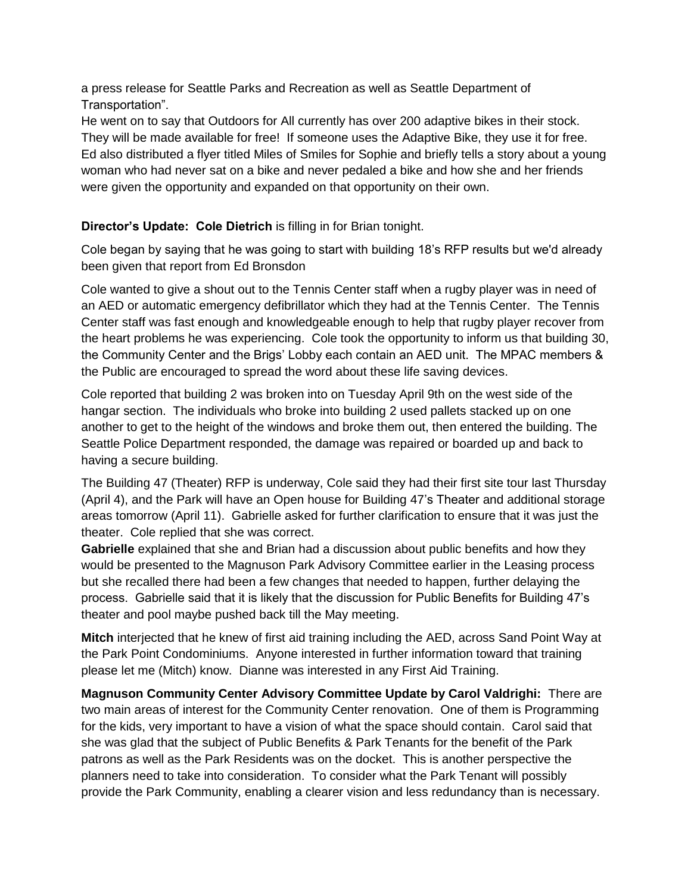a press release for Seattle Parks and Recreation as well as Seattle Department of Transportation".
He went on to say that Outdoors for All currently has over 200 adaptive bikes in their stock. They will be made available for free! If someone uses the Adaptive Bike, they use it for free. Ed also distributed a flyer titled Miles of Smiles for Sophie and briefly tells a story about a young woman who had never sat on a bike and never pedaled a bike and how she and her friends were given the opportunity and expanded on that opportunity on their own.

**Director's Update: Cole Dietrich** is filling in for Brian tonight.

Cole began by saying that he was going to start with building 18's RFP results but we'd already been given that report from Ed Bronsdon

Cole wanted to give a shout out to the Tennis Center staff when a rugby player was in need of an AED or automatic emergency defibrillator which they had at the Tennis Center. The Tennis Center staff was fast enough and knowledgeable enough to help that rugby player recover from the heart problems he was experiencing. Cole took the opportunity to inform us that building 30, the Community Center and the Brigs' Lobby each contain an AED unit. The MPAC members & the Public are encouraged to spread the word about these life saving devices.

Cole reported that building 2 was broken into on Tuesday April 9th on the west side of the hangar section. The individuals who broke into building 2 used pallets stacked up on one another to get to the height of the windows and broke them out, then entered the building. The Seattle Police Department responded, the damage was repaired or boarded up and back to having a secure building.

The Building 47 (Theater) RFP is underway, Cole said they had their first site tour last Thursday (April 4), and the Park will have an Open house for Building 47's Theater and additional storage areas tomorrow (April 11). Gabrielle asked for further clarification to ensure that it was just the theater. Cole replied that she was correct.

**Gabrielle** explained that she and Brian had a discussion about public benefits and how they would be presented to the Magnuson Park Advisory Committee earlier in the Leasing process but she recalled there had been a few changes that needed to happen, further delaying the process. Gabrielle said that it is likely that the discussion for Public Benefits for Building 47's theater and pool maybe pushed back till the May meeting.

**Mitch** interjected that he knew of first aid training including the AED, across Sand Point Way at the Park Point Condominiums. Anyone interested in further information toward that training please let me (Mitch) know. Dianne was interested in any First Aid Training.

**Magnuson Community Center Advisory Committee Update by Carol Valdrighi:** There are two main areas of interest for the Community Center renovation. One of them is Programming for the kids, very important to have a vision of what the space should contain. Carol said that she was glad that the subject of Public Benefits & Park Tenants for the benefit of the Park patrons as well as the Park Residents was on the docket. This is another perspective the planners need to take into consideration. To consider what the Park Tenant will possibly provide the Park Community, enabling a clearer vision and less redundancy than is necessary.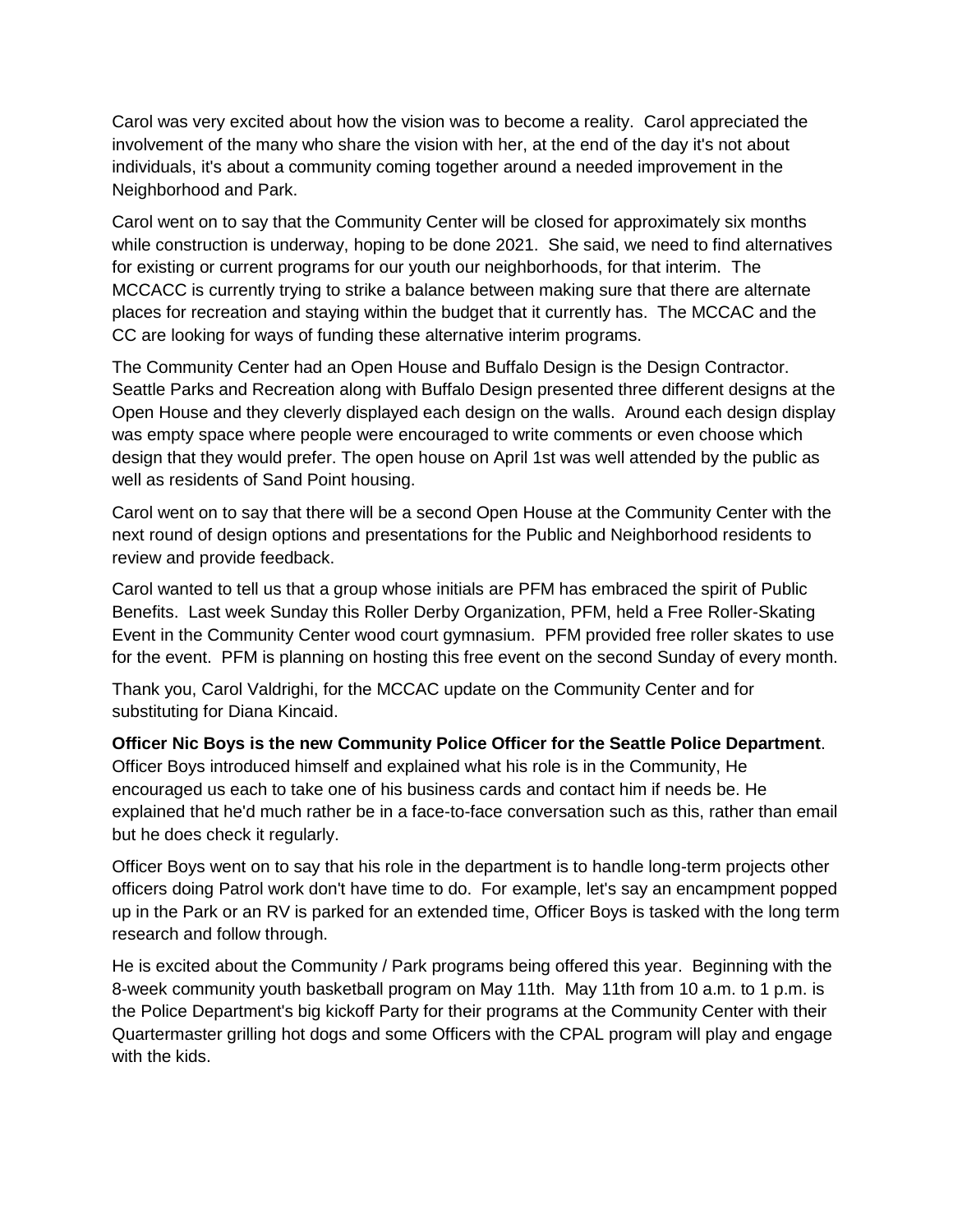Carol was very excited about how the vision was to become a reality. Carol appreciated the involvement of the many who share the vision with her, at the end of the day it's not about individuals, it's about a community coming together around a needed improvement in the Neighborhood and Park.

Carol went on to say that the Community Center will be closed for approximately six months while construction is underway, hoping to be done 2021. She said, we need to find alternatives for existing or current programs for our youth our neighborhoods, for that interim. The MCCACC is currently trying to strike a balance between making sure that there are alternate places for recreation and staying within the budget that it currently has. The MCCAC and the CC are looking for ways of funding these alternative interim programs.

The Community Center had an Open House and Buffalo Design is the Design Contractor. Seattle Parks and Recreation along with Buffalo Design presented three different designs at the Open House and they cleverly displayed each design on the walls. Around each design display was empty space where people were encouraged to write comments or even choose which design that they would prefer. The open house on April 1st was well attended by the public as well as residents of Sand Point housing.

Carol went on to say that there will be a second Open House at the Community Center with the next round of design options and presentations for the Public and Neighborhood residents to review and provide feedback.

Carol wanted to tell us that a group whose initials are PFM has embraced the spirit of Public Benefits. Last week Sunday this Roller Derby Organization, PFM, held a Free Roller-Skating Event in the Community Center wood court gymnasium. PFM provided free roller skates to use for the event. PFM is planning on hosting this free event on the second Sunday of every month.

Thank you, Carol Valdrighi, for the MCCAC update on the Community Center and for substituting for Diana Kincaid.

**Officer Nic Boys is the new Community Police Officer for the Seattle Police Department**. Officer Boys introduced himself and explained what his role is in the Community, He encouraged us each to take one of his business cards and contact him if needs be. He explained that he'd much rather be in a face-to-face conversation such as this, rather than email but he does check it regularly.

Officer Boys went on to say that his role in the department is to handle long-term projects other officers doing Patrol work don't have time to do. For example, let's say an encampment popped up in the Park or an RV is parked for an extended time, Officer Boys is tasked with the long term research and follow through.

He is excited about the Community / Park programs being offered this year. Beginning with the 8-week community youth basketball program on May 11th. May 11th from 10 a.m. to 1 p.m. is the Police Department's big kickoff Party for their programs at the Community Center with their Quartermaster grilling hot dogs and some Officers with the CPAL program will play and engage with the kids.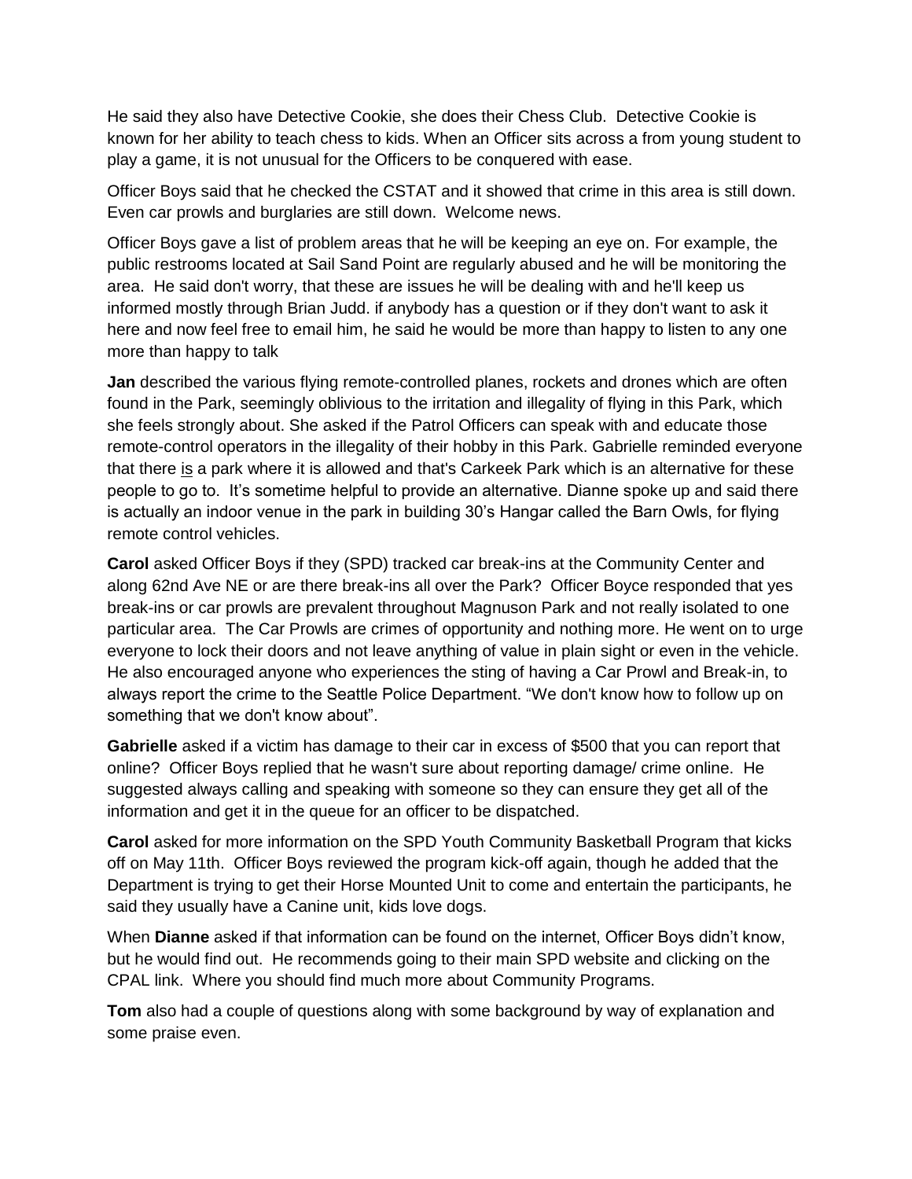He said they also have Detective Cookie, she does their Chess Club. Detective Cookie is known for her ability to teach chess to kids. When an Officer sits across a from young student to play a game, it is not unusual for the Officers to be conquered with ease.

Officer Boys said that he checked the CSTAT and it showed that crime in this area is still down. Even car prowls and burglaries are still down. Welcome news.

Officer Boys gave a list of problem areas that he will be keeping an eye on. For example, the public restrooms located at Sail Sand Point are regularly abused and he will be monitoring the area. He said don't worry, that these are issues he will be dealing with and he'll keep us informed mostly through Brian Judd. if anybody has a question or if they don't want to ask it here and now feel free to email him, he said he would be more than happy to listen to any one more than happy to talk

**Jan** described the various flying remote-controlled planes, rockets and drones which are often found in the Park, seemingly oblivious to the irritation and illegality of flying in this Park, which she feels strongly about. She asked if the Patrol Officers can speak with and educate those remote-control operators in the illegality of their hobby in this Park. Gabrielle reminded everyone that there <u>is</u> a park where it is allowed and that's Carkeek Park which is an alternative for these people to go to. It's sometime helpful to provide an alternative. Dianne spoke up and said there is actually an indoor venue in the park in building 30's Hangar called the Barn Owls, for flying remote control vehicles.

**Carol** asked Officer Boys if they (SPD) tracked car break-ins at the Community Center and along 62nd Ave NE or are there break-ins all over the Park? Officer Boyce responded that yes break-ins or car prowls are prevalent throughout Magnuson Park and not really isolated to one particular area. The Car Prowls are crimes of opportunity and nothing more. He went on to urge everyone to lock their doors and not leave anything of value in plain sight or even in the vehicle. He also encouraged anyone who experiences the sting of having a Car Prowl and Break-in, to always report the crime to the Seattle Police Department. "We don't know how to follow up on something that we don't know about".

**Gabrielle** asked if a victim has damage to their car in excess of $500 that you can report that online? Officer Boys replied that he wasn't sure about reporting damage/ crime online. He suggested always calling and speaking with someone so they can ensure they get all of the information and get it in the queue for an officer to be dispatched.

**Carol** asked for more information on the SPD Youth Community Basketball Program that kicks off on May 11th. Officer Boys reviewed the program kick-off again, though he added that the Department is trying to get their Horse Mounted Unit to come and entertain the participants, he said they usually have a Canine unit, kids love dogs.

When **Dianne** asked if that information can be found on the internet, Officer Boys didn't know, but he would find out. He recommends going to their main SPD website and clicking on the CPAL link. Where you should find much more about Community Programs.

**Tom** also had a couple of questions along with some background by way of explanation and some praise even.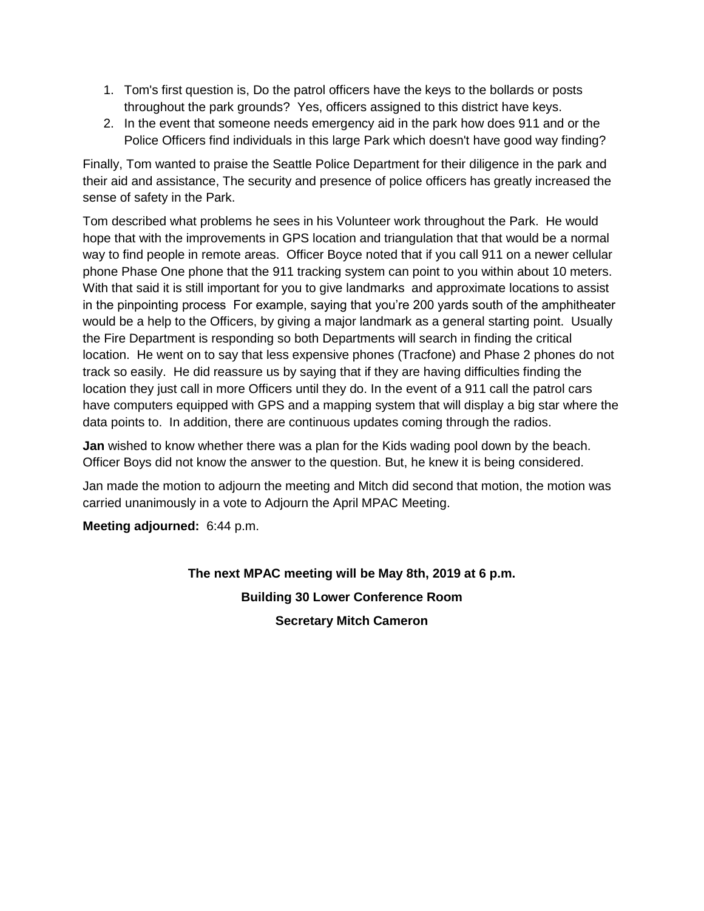1. Tom's first question is, Do the patrol officers have the keys to the bollards or posts throughout the park grounds?  Yes, officers assigned to this district have keys.
2. In the event that someone needs emergency aid in the park how does 911 and or the Police Officers find individuals in this large Park which doesn't have good way finding?

Finally, Tom wanted to praise the Seattle Police Department for their diligence in the park and their aid and assistance, The security and presence of police officers has greatly increased the sense of safety in the Park.

Tom described what problems he sees in his Volunteer work throughout the Park.  He would hope that with the improvements in GPS location and triangulation that that would be a normal way to find people in remote areas.  Officer Boyce noted that if you call 911 on a newer cellular phone Phase One phone that the 911 tracking system can point to you within about 10 meters. With that said it is still important for you to give landmarks  and approximate locations to assist in the pinpointing process  For example, saying that you're 200 yards south of the amphitheater would be a help to the Officers, by giving a major landmark as a general starting point.  Usually the Fire Department is responding so both Departments will search in finding the critical location.  He went on to say that less expensive phones (Tracfone) and Phase 2 phones do not track so easily.  He did reassure us by saying that if they are having difficulties finding the location they just call in more Officers until they do. In the event of a 911 call the patrol cars have computers equipped with GPS and a mapping system that will display a big star where the data points to.  In addition, there are continuous updates coming through the radios.

**Jan** wished to know whether there was a plan for the Kids wading pool down by the beach. Officer Boys did not know the answer to the question. But, he knew it is being considered.

Jan made the motion to adjourn the meeting and Mitch did second that motion, the motion was carried unanimously in a vote to Adjourn the April MPAC Meeting.

**Meeting adjourned:** 6:44 p.m.

**The next MPAC meeting will be May 8th, 2019 at 6 p.m.**

**Building 30 Lower Conference Room**

**Secretary Mitch Cameron**